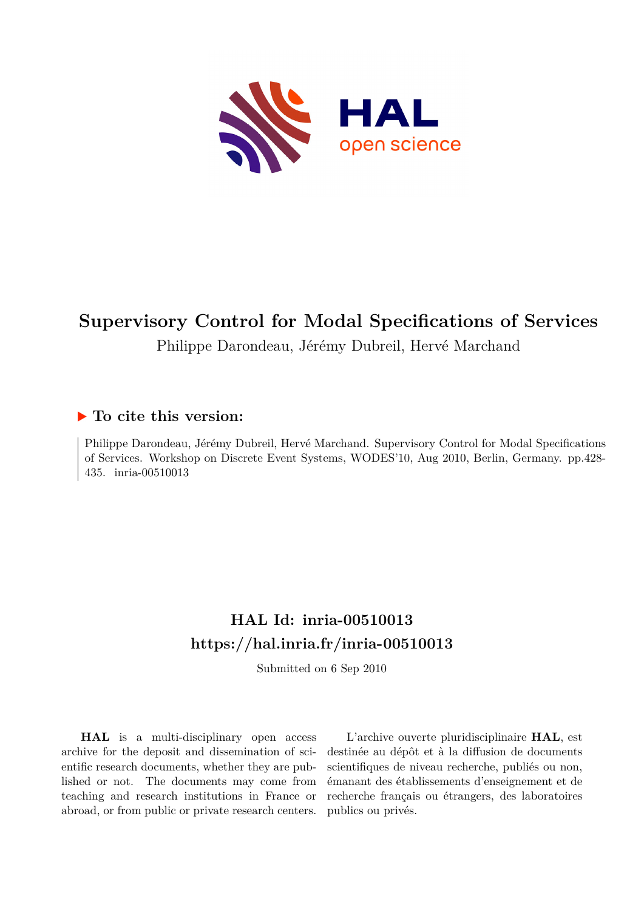# Supervisory Control for Modal Specifications of Services

Philippe Darondeau, Jérémy Dubreil, Hervé Marchand

## ▶ To cite this version:

Philippe Darondeau, Jérémy Dubreil, Hervé Marchand. Supervisory Control for Modal Specifications of Services. Workshop on Discrete Event Systems, WODES'10, Aug 2010, Berlin, Germany. pp.428-435. inria-00510013

## HAL Id: inria-00510013

## https://hal.inria.fr/inria-00510013

Submitted on 6 Sep 2010

**HAL** is a multi-disciplinary open access archive for the deposit and dissemination of scientific research documents, whether they are published or not. The documents may come from teaching and research institutions in France or abroad, or from public or private research centers.

L'archive ouverte pluridisciplinaire **HAL**, est destinée au dépôt et à la diffusion de documents scientifiques de niveau recherche, publiés ou non, émanant des établissements d'enseignement et de recherche français ou étrangers, des laboratoires publics ou privés.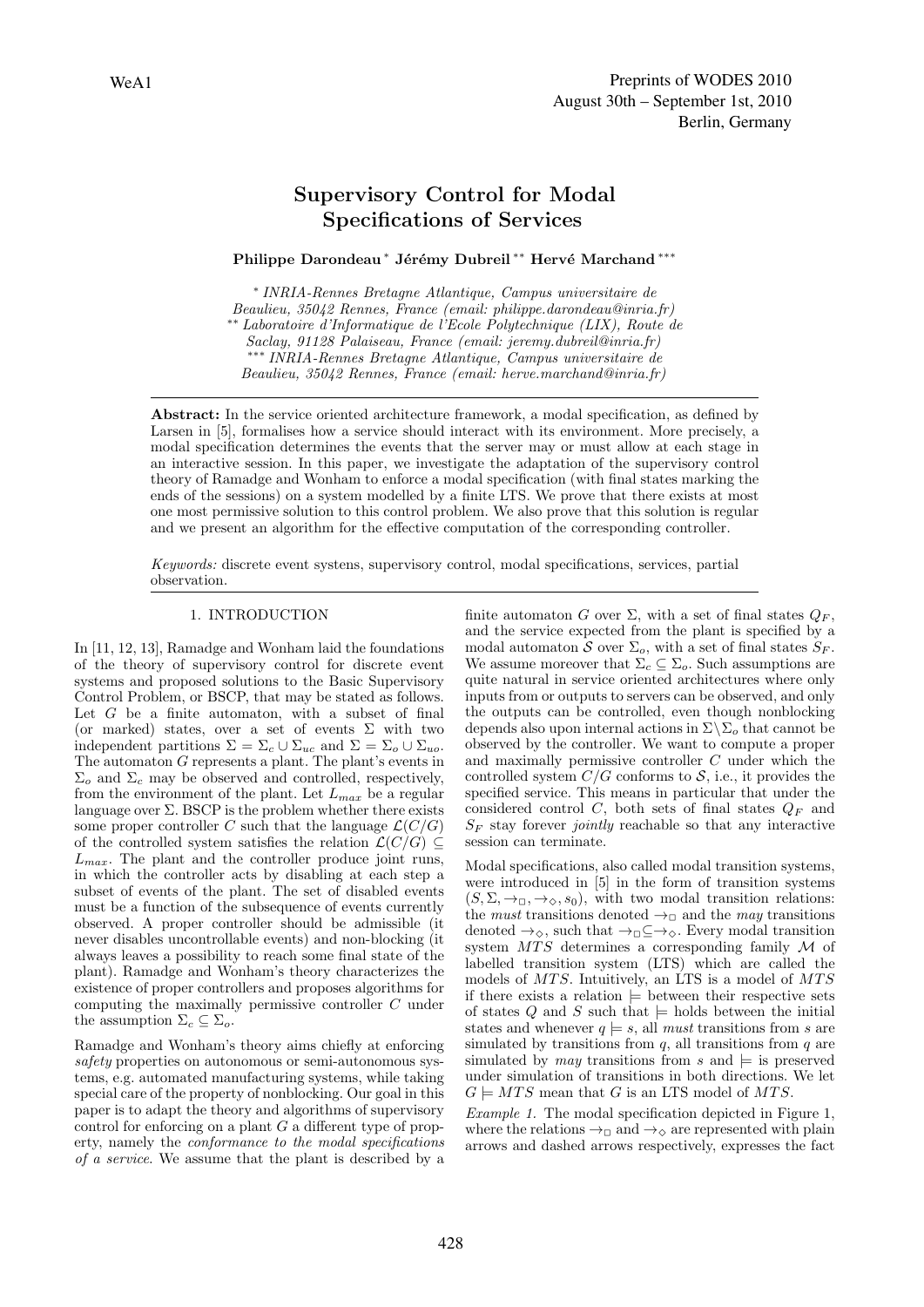# Supervisory Control for Modal Specifications of Services

**Philippe Darondeau** [*] **Jérémy Dubreil** [**] **Hervé Marchand** [***]

[*] *INRIA-Rennes Bretagne Atlantique, Campus universitaire de Beaulieu, 35042 Rennes, France (email: philippe.darondeau@inria.fr)*
[**] *Laboratoire d'Informatique de l'Ecole Polytechnique (LIX), Route de Saclay, 91128 Palaiseau, France (email: jeremy.dubreil@inria.fr)*
[***] *INRIA-Rennes Bretagne Atlantique, Campus universitaire de Beaulieu, 35042 Rennes, France (email: herve.marchand@inria.fr)*

**Abstract:** In the service oriented architecture framework, a modal specification, as defined by Larsen in [5], formalises how a service should interact with its environment. More precisely, a modal specification determines the events that the server may or must allow at each stage in an interactive session. In this paper, we investigate the adaptation of the supervisory control theory of Ramadge and Wonham to enforce a modal specification (with final states marking the ends of the sessions) on a system modelled by a finite LTS. We prove that there exists at most one most permissive solution to this control problem. We also prove that this solution is regular and we present an algorithm for the effective computation of the corresponding controller.

*Keywords:* discrete event systens, supervisory control, modal specifications, services, partial observation.

## 1. INTRODUCTION

In [11, 12, 13], Ramadge and Wonham laid the foundations of the theory of supervisory control for discrete event systems and proposed solutions to the Basic Supervisory Control Problem, or BSCP, that may be stated as follows. Let $G$ be a finite automaton, with a subset of final (or marked) states, over a set of events $\Sigma$ with two independent partitions $\Sigma = \Sigma_c \cup \Sigma_{uc}$ and $\Sigma = \Sigma_o \cup \Sigma_{uo}$. The automaton $G$ represents a plant. The plant's events in $\Sigma_o$ and $\Sigma_c$ may be observed and controlled, respectively, from the environment of the plant. Let $L_{max}$ be a regular language over $\Sigma$. BSCP is the problem whether there exists some proper controller $C$ such that the language $\mathcal{L}(C/G)$ of the controlled system satisfies the relation $\mathcal{L}(C/G) \subseteq L_{max}$. The plant and the controller produce joint runs, in which the controller acts by disabling at each step a subset of events of the plant. The set of disabled events must be a function of the subsequence of events currently observed. A proper controller should be admissible (it never disables uncontrollable events) and non-blocking (it always leaves a possibility to reach some final state of the plant). Ramadge and Wonham's theory characterizes the existence of proper controllers and proposes algorithms for computing the maximally permissive controller $C$ under the assumption $\Sigma_c \subseteq \Sigma_o$.

Ramadge and Wonham's theory aims chiefly at enforcing *safety* properties on autonomous or semi-autonomous systems, e.g. automated manufacturing systems, while taking special care of the property of nonblocking. Our goal in this paper is to adapt the theory and algorithms of supervisory control for enforcing on a plant $G$ a different type of property, namely the *conformance to the modal specifications of a service*. We assume that the plant is described by a finite automaton $G$ over $\Sigma$, with a set of final states $Q_F$, and the service expected from the plant is specified by a modal automaton $\mathcal{S}$ over $\Sigma_o$, with a set of final states $S_F$. We assume moreover that $\Sigma_c \subseteq \Sigma_o$. Such assumptions are quite natural in service oriented architectures where only inputs from or outputs to servers can be observed, and only the outputs can be controlled, even though nonblocking depends also upon internal actions in $\Sigma \setminus \Sigma_o$ that cannot be observed by the controller. We want to compute a proper and maximally permissive controller $C$ under which the controlled system $C/G$ conforms to $\mathcal{S}$, i.e., it provides the specified service. This means in particular that under the considered control $C$, both sets of final states $Q_F$ and $S_F$ stay forever *jointly* reachable so that any interactive session can terminate.

Modal specifications, also called modal transition systems, were introduced in [5] in the form of transition systems $(S, \Sigma, \rightarrow_\Box, \rightarrow_\Diamond, s_0)$, with two modal transition relations: the *must* transitions denoted $\rightarrow_\Box$ and the *may* transitions denoted $\rightarrow_\Diamond$, such that $\rightarrow_\Box \subseteq \rightarrow_\Diamond$. Every modal transition system $MTS$ determines a corresponding family $\mathcal{M}$ of labelled transition system (LTS) which are called the models of $MTS$. Intuitively, an LTS is a model of $MTS$ if there exists a relation $\models$ between their respective sets of states $Q$ and $S$ such that $\models$ holds between the initial states and whenever $q \models s$, all *must* transitions from $s$ are simulated by transitions from $q$, all transitions from $q$ are simulated by *may* transitions from $s$ and $\models$ is preserved under simulation of transitions in both directions. We let $G \models MTS$ mean that $G$ is an LTS model of $MTS$.

*Example 1.* The modal specification depicted in Figure 1, where the relations $\rightarrow_\Box$ and $\rightarrow_\Diamond$ are represented with plain arrows and dashed arrows respectively, expresses the fact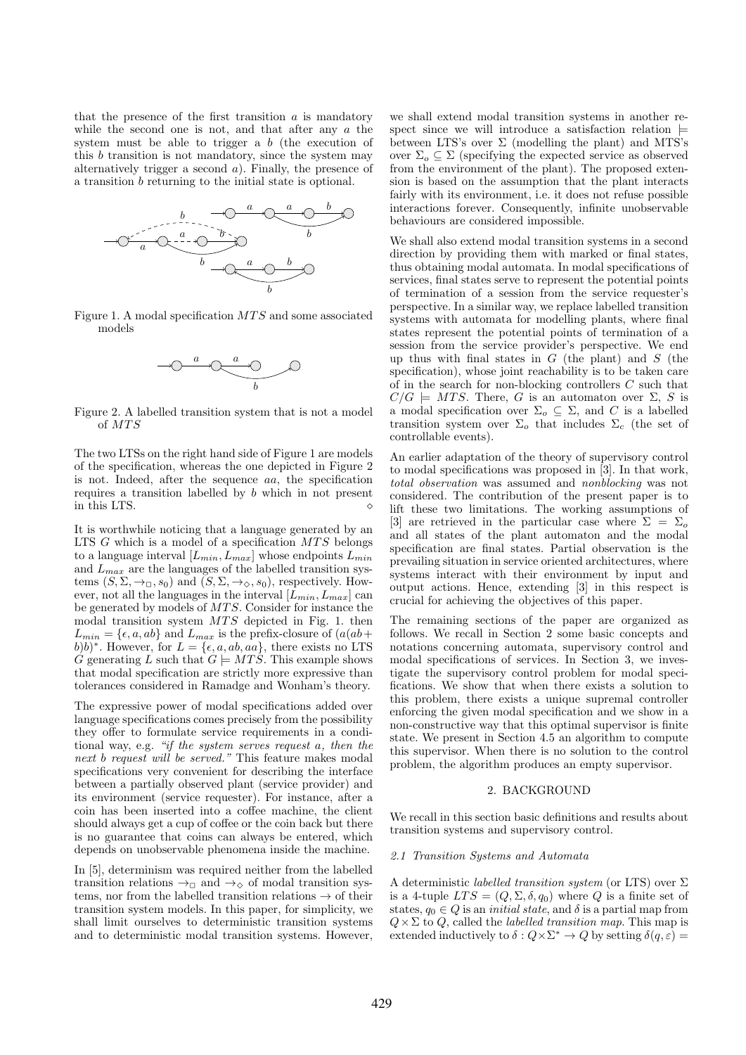that the presence of the first transition $a$ is mandatory while the second one is not, and that after any $a$ the system must be able to trigger a $b$ (the execution of this $b$ transition is not mandatory, since the system may alternatively trigger a second $a$). Finally, the presence of a transition $b$ returning to the initial state is optional.

Figure 1. A modal specification $MTS$ and some associated models

Figure 2. A labelled transition system that is not a model of $MTS$

The two LTSs on the right hand side of Figure 1 are models of the specification, whereas the one depicted in Figure 2 is not. Indeed, after the sequence $aa$, the specification requires a transition labelled by $b$ which in not present in this LTS. ◇

It is worthwhile noticing that a language generated by an LTS $G$ which is a model of a specification $MTS$ belongs to a language interval $[L_{min}, L_{max}]$ whose endpoints $L_{min}$ and $L_{max}$ are the languages of the labelled transition systems $(S, \Sigma, \rightarrow_{\Box}, s_0)$ and $(S, \Sigma, \rightarrow_{\Diamond}, s_0)$, respectively. However, not all the languages in the interval $[L_{min}, L_{max}]$ can be generated by models of $MTS$. Consider for instance the modal transition system $MTS$ depicted in Fig. 1. then $L_{min} = \{\epsilon, a, ab\}$ and $L_{max}$ is the prefix-closure of $(a(ab + b)b)^*$. However, for $L = \{\epsilon, a, ab, aa\}$, there exists no LTS $G$ generating $L$ such that $G \models MTS$. This example shows that modal specification are strictly more expressive than tolerances considered in Ramadge and Wonham's theory.

The expressive power of modal specifications added over language specifications comes precisely from the possibility they offer to formulate service requirements in a conditional way, e.g. *"if the system serves request a, then the next b request will be served."* This feature makes modal specifications very convenient for describing the interface between a partially observed plant (service provider) and its environment (service requester). For instance, after a coin has been inserted into a coffee machine, the client should always get a cup of coffee or the coin back but there is no guarantee that coins can always be entered, which depends on unobservable phenomena inside the machine.

In [5], determinism was required neither from the labelled transition relations $\rightarrow_{\Box}$ and $\rightarrow_{\Diamond}$ of modal transition systems, nor from the labelled transition relations $\rightarrow$ of their transition system models. In this paper, for simplicity, we shall limit ourselves to deterministic transition systems and to deterministic modal transition systems. However, we shall extend modal transition systems in another respect since we will introduce a satisfaction relation $\models$ between LTS's over $\Sigma$ (modelling the plant) and MTS's over $\Sigma_o \subseteq \Sigma$ (specifying the expected service as observed from the environment of the plant). The proposed extension is based on the assumption that the plant interacts fairly with its environment, i.e. it does not refuse possible interactions forever. Consequently, infinite unobservable behaviours are considered impossible.

We shall also extend modal transition systems in a second direction by providing them with marked or final states, thus obtaining modal automata. In modal specifications of services, final states serve to represent the potential points of termination of a session from the service requester's perspective. In a similar way, we replace labelled transition systems with automata for modelling plants, where final states represent the potential points of termination of a session from the service provider's perspective. We end up thus with final states in $G$ (the plant) and $S$ (the specification), whose joint reachability is to be taken care of in the search for non-blocking controllers $C$ such that $C/G \models MTS$. There, $G$ is an automaton over $\Sigma$, $S$ is a modal specification over $\Sigma_o \subseteq \Sigma$, and $C$ is a labelled transition system over $\Sigma_o$ that includes $\Sigma_c$ (the set of controllable events).

An earlier adaptation of the theory of supervisory control to modal specifications was proposed in [3]. In that work, *total observation* was assumed and *nonblocking* was not considered. The contribution of the present paper is to lift these two limitations. The working assumptions of [3] are retrieved in the particular case where $\Sigma = \Sigma_o$ and all states of the plant automaton and the modal specification are final states. Partial observation is the prevailing situation in service oriented architectures, where systems interact with their environment by input and output actions. Hence, extending [3] in this respect is crucial for achieving the objectives of this paper.

The remaining sections of the paper are organized as follows. We recall in Section 2 some basic concepts and notations concerning automata, supervisory control and modal specifications of services. In Section 3, we investigate the supervisory control problem for modal specifications. We show that when there exists a solution to this problem, there exists a unique supremal controller enforcing the given modal specification and we show in a non-constructive way that this optimal supervisor is finite state. We present in Section 4.5 an algorithm to compute this supervisor. When there is no solution to the control problem, the algorithm produces an empty supervisor.

## 2. BACKGROUND

We recall in this section basic definitions and results about transition systems and supervisory control.

### 2.1 Transition Systems and Automata

A deterministic *labelled transition system* (or LTS) over $\Sigma$ is a 4-tuple $LTS = (Q, \Sigma, \delta, q_0)$ where $Q$ is a finite set of states, $q_0 \in Q$ is an *initial state*, and $\delta$ is a partial map from $Q \times \Sigma$ to $Q$, called the *labelled transition map*. This map is extended inductively to $\delta : Q \times \Sigma^* \rightarrow Q$ by setting $\delta(q, \varepsilon) =$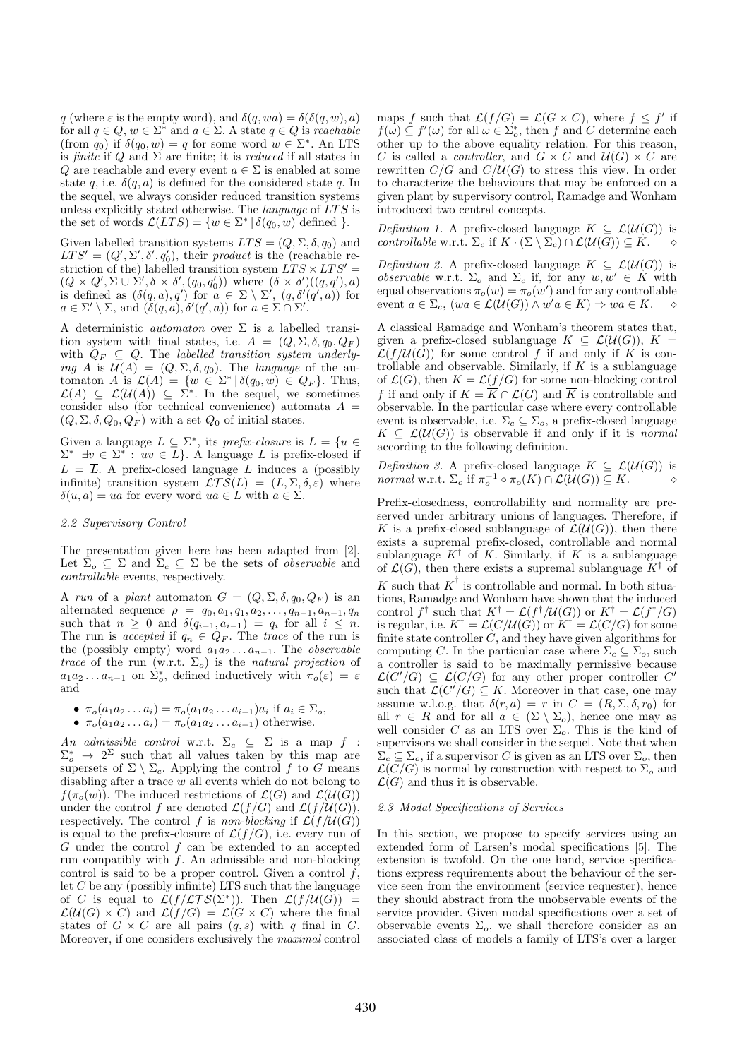$q$ (where $\varepsilon$ is the empty word), and $\delta(q, wa) = \delta(\delta(q, w), a)$ for all $q \in Q$, $w \in \Sigma^*$ and $a \in \Sigma$. A state $q \in Q$ is *reachable* (from $q_0$) if $\delta(q_0, w) = q$ for some word $w \in \Sigma^*$. An LTS is *finite* if $Q$ and $\Sigma$ are finite; it is *reduced* if all states in $Q$ are reachable and every event $a \in \Sigma$ is enabled at some state $q$, i.e. $\delta(q, a)$ is defined for the considered state $q$. In the sequel, we always consider reduced transition systems unless explicitly stated otherwise. The *language* of $LTS$ is the set of words $\mathcal{L}(LTS) = \{w \in \Sigma^* \mid \delta(q_0, w) \text{ defined }\}$.

Given labelled transition systems $LTS = (Q, \Sigma, \delta, q_0)$ and $LTS' = (Q', \Sigma', \delta', q_0')$, their *product* is the (reachable restriction of the) labelled transition system $LTS \times LTS' = (Q \times Q', \Sigma \cup \Sigma', \delta \times \delta', (q_0, q_0'))$ where $(\delta \times \delta')((q, q'), a)$ is defined as $(\delta(q, a), q')$ for $a \in \Sigma \setminus \Sigma'$, $(q, \delta'(q', a))$ for $a \in \Sigma' \setminus \Sigma$, and $(\delta(q, a), \delta'(q', a))$ for $a \in \Sigma \cap \Sigma'$.

A deterministic *automaton* over $\Sigma$ is a labelled transition system with final states, i.e. $A = (Q, \Sigma, \delta, q_0, Q_F)$ with $Q_F \subseteq Q$. The *labelled transition system underlying* $A$ is $\mathcal{U}(A) = (Q, \Sigma, \delta, q_0)$. The *language* of the automaton $A$ is $\mathcal{L}(A) = \{w \in \Sigma^* \mid \delta(q_0, w) \in Q_F\}$. Thus, $\mathcal{L}(A) \subseteq \mathcal{L}(\mathcal{U}(A)) \subseteq \Sigma^*$. In the sequel, we sometimes consider also (for technical convenience) automata $A = (Q, \Sigma, \delta, Q_0, Q_F)$ with a set $Q_0$ of initial states.

Given a language $L \subseteq \Sigma^*$, its *prefix-closure* is $\overline{L} = \{u \in \Sigma^* \mid \exists v \in \Sigma^* : uv \in L\}$. A language $L$ is prefix-closed if $L = \overline{L}$. A prefix-closed language $L$ induces a (possibly infinite) transition system $\mathcal{LTS}(L) = (L, \Sigma, \delta, \varepsilon)$ where $\delta(u, a) = ua$ for every word $ua \in L$ with $a \in \Sigma$.

### 2.2 Supervisory Control

The presentation given here has been adapted from [2]. Let $\Sigma_o \subseteq \Sigma$ and $\Sigma_c \subseteq \Sigma$ be the sets of *observable* and *controllable* events, respectively.

A *run* of a *plant* automaton $G = (Q, \Sigma, \delta, q_0, Q_F)$ is an alternated sequence $\rho = q_0, a_1, q_1, a_2, \ldots, q_{n-1}, a_{n-1}, q_n$ such that $n \geq 0$ and $\delta(q_{i-1}, a_{i-1}) = q_i$ for all $i \leq n$. The run is *accepted* if $q_n \in Q_F$. The *trace* of the run is the (possibly empty) word $a_1 a_2 \ldots a_{n-1}$. The *observable trace* of the run (w.r.t. $\Sigma_o$) is the *natural projection* of $a_1 a_2 \ldots a_{n-1}$ on $\Sigma_o^*$, defined inductively with $\pi_o(\varepsilon) = \varepsilon$ and

- $\pi_o(a_1 a_2 \ldots a_i) = \pi_o(a_1 a_2 \ldots a_{i-1}) a_i$ if $a_i \in \Sigma_o$,
- $\pi_o(a_1 a_2 \ldots a_i) = \pi_o(a_1 a_2 \ldots a_{i-1})$ otherwise.

*An admissible control* w.r.t. $\Sigma_c \subseteq \Sigma$ is a map $f : \Sigma_o^* \to 2^\Sigma$ such that all values taken by this map are supersets of $\Sigma \setminus \Sigma_c$. Applying the control $f$ to $G$ means disabling after a trace $w$ all events which do not belong to $f(\pi_o(w))$. The induced restrictions of $\mathcal{L}(G)$ and $\mathcal{L}(\mathcal{U}(G))$ under the control $f$ are denoted $\mathcal{L}(f/G)$ and $\mathcal{L}(f/\mathcal{U}(G))$, respectively. The control $f$ is *non-blocking* if $\mathcal{L}(f/\mathcal{U}(G))$ is equal to the prefix-closure of $\mathcal{L}(f/G)$, i.e. every run of $G$ under the control $f$ can be extended to an accepted run compatibly with $f$. An admissible and non-blocking control is said to be a proper control. Given a control $f$, let $C$ be any (possibly infinite) LTS such that the language of $C$ is equal to $\mathcal{L}(f/\mathcal{LTS}(\Sigma^*))$. Then $\mathcal{L}(f/\mathcal{U}(G)) = \mathcal{L}(\mathcal{U}(G) \times C)$ and $\mathcal{L}(f/G) = \mathcal{L}(G \times C)$ where the final states of $G \times C$ are all pairs $(q, s)$ with $q$ final in $G$. Moreover, if one considers exclusively the *maximal* control maps $f$ such that $\mathcal{L}(f/G) = \mathcal{L}(G \times C)$, where $f \leq f'$ if $f(\omega) \subseteq f'(\omega)$ for all $\omega \in \Sigma_o^*$, then $f$ and $C$ determine each other up to the above equality relation. For this reason, $C$ is called a *controller*, and $G \times C$ and $\mathcal{U}(G) \times C$ are rewritten $C/G$ and $C/\mathcal{U}(G)$ to stress this view. In order to characterize the behaviours that may be enforced on a given plant by supervisory control, Ramadge and Wonham introduced two central concepts.

*Definition 1.* A prefix-closed language $K \subseteq \mathcal{L}(\mathcal{U}(G))$ is *controllable* w.r.t. $\Sigma_c$ if $K \cdot (\Sigma \setminus \Sigma_c) \cap \mathcal{L}(\mathcal{U}(G)) \subseteq K$. $\diamond$

*Definition 2.* A prefix-closed language $K \subseteq \mathcal{L}(\mathcal{U}(G))$ is *observable* w.r.t. $\Sigma_o$ and $\Sigma_c$ if, for any $w, w' \in K$ with equal observations $\pi_o(w) = \pi_o(w')$ and for any controllable event $a \in \Sigma_c$, $(wa \in \mathcal{L}(\mathcal{U}(G)) \wedge w'a \in K) \Rightarrow wa \in K$. $\diamond$

A classical Ramadge and Wonham's theorem states that, given a prefix-closed sublanguage $K \subseteq \mathcal{L}(\mathcal{U}(G))$, $K = \mathcal{L}(f/\mathcal{U}(G))$ for some control $f$ if and only if $K$ is controllable and observable. Similarly, if $K$ is a sublanguage of $\mathcal{L}(G)$, then $K = \mathcal{L}(f/G)$ for some non-blocking control $f$ if and only if $K = \overline{K} \cap \mathcal{L}(G)$ and $\overline{K}$ is controllable and observable. In the particular case where every controllable event is observable, i.e. $\Sigma_c \subseteq \Sigma_o$, a prefix-closed language $K \subseteq \mathcal{L}(\mathcal{U}(G))$ is observable if and only if it is *normal* according to the following definition.

*Definition 3.* A prefix-closed language $K \subseteq \mathcal{L}(\mathcal{U}(G))$ is *normal* w.r.t. $\Sigma_o$ if $\pi_o^{-1} \circ \pi_o(K) \cap \mathcal{L}(\mathcal{U}(G)) \subseteq K$. $\diamond$

Prefix-closedness, controllability and normality are preserved under arbitrary unions of languages. Therefore, if $K$ is a prefix-closed sublanguage of $\mathcal{L}(\mathcal{U}(G))$, then there exists a supremal prefix-closed, controllable and normal sublanguage $K^\dagger$ of $K$. Similarly, if $K$ is a sublanguage of $\mathcal{L}(G)$, then there exists a supremal sublanguage $K^\dagger$ of $K$ such that $\overline{K}^\dagger$ is controllable and normal. In both situations, Ramadge and Wonham have shown that the induced control $f^\dagger$ such that $K^\dagger = \mathcal{L}(f^\dagger/\mathcal{U}(G))$ or $K^\dagger = \mathcal{L}(f^\dagger/G)$ is regular, i.e. $K^\dagger = \mathcal{L}(C/\mathcal{U}(G))$ or $K^\dagger = \mathcal{L}(C/G)$ for some finite state controller $C$, and they have given algorithms for computing $C$. In the particular case where $\Sigma_c \subseteq \Sigma_o$, such a controller is said to be maximally permissive because $\mathcal{L}(C'/G) \subseteq \mathcal{L}(C/G)$ for any other proper controller $C'$ such that $\mathcal{L}(C'/G) \subseteq K$. Moreover in that case, one may assume w.l.o.g. that $\delta(r, a) = r$ in $C = (R, \Sigma, \delta, r_0)$ for all $r \in R$ and for all $a \in (\Sigma \setminus \Sigma_o)$, hence one may as well consider $C$ as an LTS over $\Sigma_o$. This is the kind of supervisors we shall consider in the sequel. Note that when $\Sigma_c \subseteq \Sigma_o$, if a supervisor $C$ is given as an LTS over $\Sigma_o$, then $\mathcal{L}(C/G)$ is normal by construction with respect to $\Sigma_o$ and $\mathcal{L}(G)$ and thus it is observable.

### 2.3 Modal Specifications of Services

In this section, we propose to specify services using an extended form of Larsen's modal specifications [5]. The extension is twofold. On the one hand, service specifications express requirements about the behaviour of the service seen from the environment (service requester), hence they should abstract from the unobservable events of the service provider. Given modal specifications over a set of observable events $\Sigma_o$, we shall therefore consider as an associated class of models a family of LTS's over a larger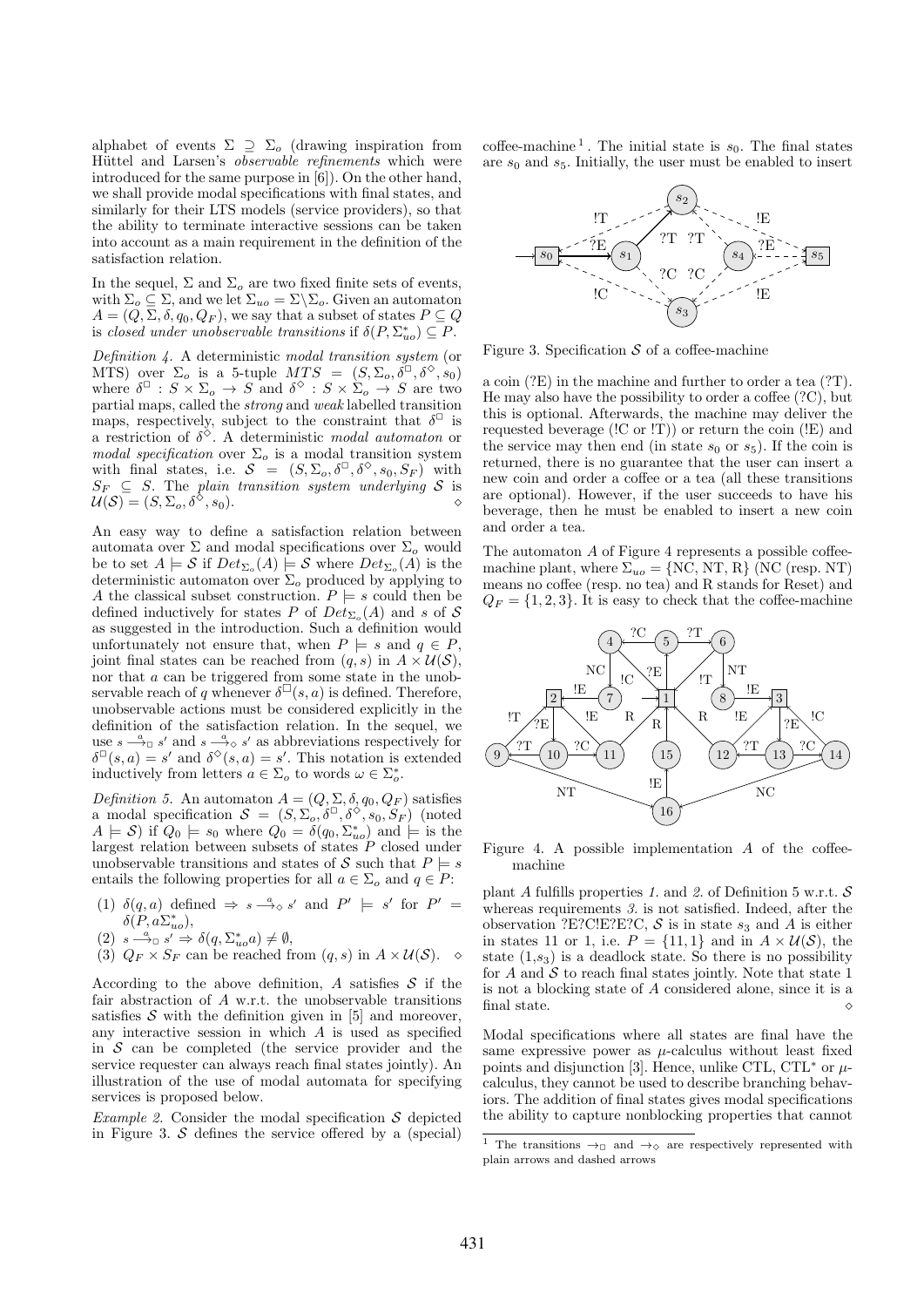alphabet of events $\Sigma \supseteq \Sigma_o$ (drawing inspiration from Hüttel and Larsen's *observable refinements* which were introduced for the same purpose in [6]). On the other hand, we shall provide modal specifications with final states, and similarly for their LTS models (service providers), so that the ability to terminate interactive sessions can be taken into account as a main requirement in the definition of the satisfaction relation.

In the sequel, $\Sigma$ and $\Sigma_o$ are two fixed finite sets of events, with $\Sigma_o \subseteq \Sigma$, and we let $\Sigma_{uo} = \Sigma \setminus \Sigma_o$. Given an automaton $A = (Q, \Sigma, \delta, q_0, Q_F)$, we say that a subset of states $P \subseteq Q$ is *closed under unobservable transitions* if $\delta(P, \Sigma_{uo}^*) \subseteq P$.

*Definition 4.* A deterministic *modal transition system* (or MTS) over $\Sigma_o$ is a 5-tuple $MTS = (S, \Sigma_o, \delta^\Box, \delta^\Diamond, s_0)$ where $\delta^\Box : S \times \Sigma_o \to S$ and $\delta^\Diamond : S \times \Sigma_o \to S$ are two partial maps, called the *strong* and *weak* labelled transition maps, respectively, subject to the constraint that $\delta^\Box$ is a restriction of $\delta^\Diamond$. A deterministic *modal automaton* or *modal specification* over $\Sigma_o$ is a modal transition system with final states, i.e. $\mathcal{S} = (S, \Sigma_o, \delta^\Box, \delta^\Diamond, s_0, S_F)$ with $S_F \subseteq S$. The *plain transition system underlying* $\mathcal{S}$ is $\mathcal{U}(\mathcal{S}) = (S, \Sigma_o, \delta^\Diamond, s_0)$. $\diamond$

An easy way to define a satisfaction relation between automata over $\Sigma$ and modal specifications over $\Sigma_o$ would be to set $A \models \mathcal{S}$ if $Det_{\Sigma_o}(A) \models \mathcal{S}$ where $Det_{\Sigma_o}(A)$ is the deterministic automaton over $\Sigma_o$ produced by applying to $A$ the classical subset construction. $P \models s$ could then be defined inductively for states $P$ of $Det_{\Sigma_o}(A)$ and $s$ of $\mathcal{S}$ as suggested in the introduction. Such a definition would unfortunately not ensure that, when $P \models s$ and $q \in P$, joint final states can be reached from $(q, s)$ in $A \times \mathcal{U}(\mathcal{S})$, nor that $a$ can be triggered from some state in the unobservable reach of $q$ whenever $\delta^\Box(s, a)$ is defined. Therefore, unobservable actions must be considered explicitly in the definition of the satisfaction relation. In the sequel, we use $s \xrightarrow{a}_\Box s'$ and $s \xrightarrow{a}_\Diamond s'$ as abbreviations respectively for $\delta^\Box(s, a) = s'$ and $\delta^\Diamond(s, a) = s'$. This notation is extended inductively from letters $a \in \Sigma_o$ to words $\omega \in \Sigma_o^*$.

*Definition 5.* An automaton $A = (Q, \Sigma, \delta, q_0, Q_F)$ satisfies a modal specification $\mathcal{S} = (S, \Sigma_o, \delta^\Box, \delta^\Diamond, s_0, S_F)$ (noted $A \models \mathcal{S}$) if $Q_0 \models s_0$ where $Q_0 = \delta(q_0, \Sigma_{uo}^*)$ and $\models$ is the largest relation between subsets of states $P$ closed under unobservable transitions and states of $\mathcal{S}$ such that $P \models s$ entails the following properties for all $a \in \Sigma_o$ and $q \in P$:

(1) $\delta(q, a)$ defined $\Rightarrow$ $s \xrightarrow{a}_\Diamond s'$ and $P' \models s'$ for $P' = \delta(P, a\Sigma_{uo}^*)$,

(2) $s \xrightarrow{a}_\Box s' \Rightarrow \delta(q, \Sigma_{uo}^* a) \neq \emptyset$,

(3) $Q_F \times S_F$ can be reached from $(q, s)$ in $A \times \mathcal{U}(\mathcal{S})$. $\diamond$

According to the above definition, $A$ satisfies $\mathcal{S}$ if the fair abstraction of $A$ w.r.t. the unobservable transitions satisfies $\mathcal{S}$ with the definition given in [5] and moreover, any interactive session in which $A$ is used as specified in $\mathcal{S}$ can be completed (the service provider and the service requester can always reach final states jointly). An illustration of the use of modal automata for specifying services is proposed below.

*Example 2.* Consider the modal specification $\mathcal{S}$ depicted in Figure 3. $\mathcal{S}$ defines the service offered by a (special) coffee-machine [1]. The initial state is $s_0$. The final states are $s_0$ and $s_5$. Initially, the user must be enabled to insert

Figure 3. Specification $\mathcal{S}$ of a coffee-machine

a coin (?E) in the machine and further to order a tea (?T). He may also have the possibility to order a coffee (?C), but this is optional. Afterwards, the machine may deliver the requested beverage (!C or !T)) or return the coin (!E) and the service may then end (in state $s_0$ or $s_5$). If the coin is returned, there is no guarantee that the user can insert a new coin and order a coffee or a tea (all these transitions are optional). However, if the user succeeds to have his beverage, then he must be enabled to insert a new coin and order a tea.

The automaton $A$ of Figure 4 represents a possible coffee-machine plant, where $\Sigma_{uo} = \{\text{NC}, \text{NT}, \text{R}\}$ (NC (resp. NT) means no coffee (resp. no tea) and R stands for Reset) and $Q_F = \{1, 2, 3\}$. It is easy to check that the coffee-machine

Figure 4. A possible implementation $A$ of the coffee-machine

plant $A$ fulfills properties *1.* and *2.* of Definition 5 w.r.t. $\mathcal{S}$ whereas requirements *3.* is not satisfied. Indeed, after the observation ?E?C!E?E?C, $\mathcal{S}$ is in state $s_3$ and $A$ is either in states 11 or 1, i.e. $P = \{11, 1\}$ and in $A \times \mathcal{U}(\mathcal{S})$, the state $(1, s_3)$ is a deadlock state. So there is no possibility for $A$ and $\mathcal{S}$ to reach final states jointly. Note that state 1 is not a blocking state of $A$ considered alone, since it is a final state. $\diamond$

Modal specifications where all states are final have the same expressive power as $\mu$-calculus without least fixed points and disjunction [3]. Hence, unlike CTL, CTL* or $\mu$-calculus, they cannot be used to describe branching behaviors. The addition of final states gives modal specifications the ability to capture nonblocking properties that cannot

[1] The transitions $\to_\Box$ and $\to_\Diamond$ are respectively represented with plain arrows and dashed arrows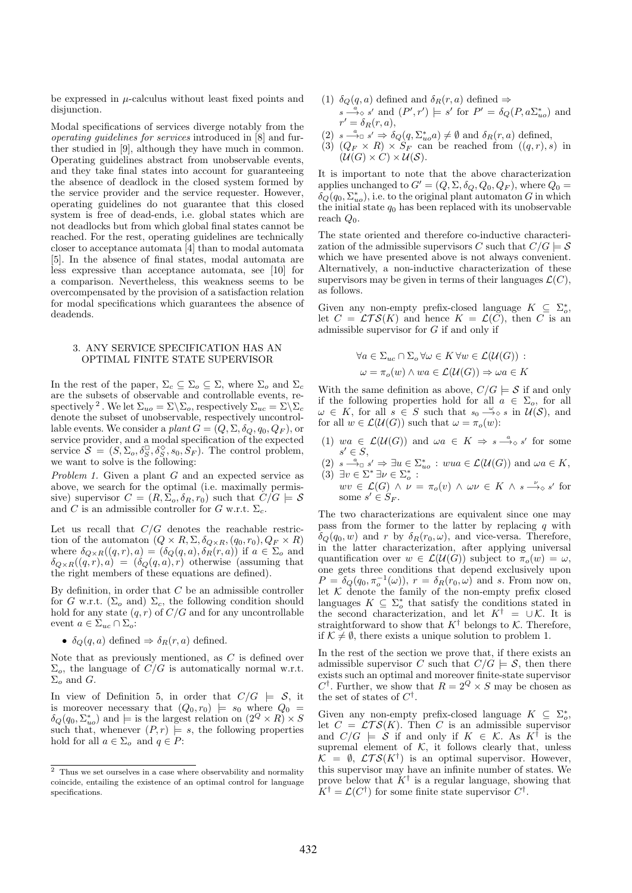be expressed in $\mu$-calculus without least fixed points and disjunction.

Modal specifications of services diverge notably from the *operating guidelines for services* introduced in [8] and further studied in [9], although they have much in common. Operating guidelines abstract from unobservable events, and they take final states into account for guaranteeing the absence of deadlock in the closed system formed by the service provider and the service requester. However, operating guidelines do not guarantee that this closed system is free of dead-ends, i.e. global states which are not deadlocks but from which global final states cannot be reached. For the rest, operating guidelines are technically closer to acceptance automata [4] than to modal automata [5]. In the absence of final states, modal automata are less expressive than acceptance automata, see [10] for a comparison. Nevertheless, this weakness seems to be overcompensated by the provision of a satisfaction relation for modal specifications which guarantees the absence of deadends.

## 3. ANY SERVICE SPECIFICATION HAS AN OPTIMAL FINITE STATE SUPERVISOR

In the rest of the paper, $\Sigma_c \subseteq \Sigma_o \subseteq \Sigma$, where $\Sigma_o$ and $\Sigma_c$ are the subsets of observable and controllable events, respectively [2]. We let $\Sigma_{uo} = \Sigma \backslash \Sigma_o$, respectively $\Sigma_{uc} = \Sigma \backslash \Sigma_c$ denote the subset of unobservable, respectively uncontrollable events. We consider a *plant* $G = (Q, \Sigma, \delta_Q, q_0, Q_F)$, or service provider, and a modal specification of the expected service $\mathcal{S} = (S, \Sigma_o, \delta_S^\Box, \delta_S^\Diamond, s_0, S_F)$. The control problem, we want to solve is the following:

*Problem 1.* Given a plant $G$ and an expected service as above, we search for the optimal (i.e. maximally permissive) supervisor $C = (R, \Sigma_o, \delta_R, r_0)$ such that $C/G \models \mathcal{S}$ and $C$ is an admissible controller for $G$ w.r.t. $\Sigma_c$.

Let us recall that $C/G$ denotes the reachable restriction of the automaton $(Q \times R, \Sigma, \delta_{Q\times R}, (q_0, r_0), Q_F \times R)$ where $\delta_{Q\times R}((q,r),a) = (\delta_Q(q,a), \delta_R(r,a))$ if $a \in \Sigma_o$ and $\delta_{Q\times R}((q,r),a) = (\delta_Q(q,a), r)$ otherwise (assuming that the right members of these equations are defined).

By definition, in order that $C$ be an admissible controller for $G$ w.r.t. ($\Sigma_o$ and) $\Sigma_c$, the following condition should hold for any state $(q,r)$ of $C/G$ and for any uncontrollable event $a \in \Sigma_{uc} \cap \Sigma_o$:

- $\delta_Q(q,a)$ defined $\Rightarrow \delta_R(r,a)$ defined.

Note that as previously mentioned, as $C$ is defined over $\Sigma_o$, the language of $C/G$ is automatically normal w.r.t. $\Sigma_o$ and $G$.

In view of Definition 5, in order that $C/G \models \mathcal{S}$, it is moreover necessary that $(Q_0, r_0) \models s_0$ where $Q_0 = \delta_Q(q_0, \Sigma_{uo}^*)$ and $\models$ is the largest relation on $(2^Q \times R) \times S$ such that, whenever $(P, r) \models s$, the following properties hold for all $a \in \Sigma_o$ and $q \in P$:

(1) $\delta_Q(q,a)$ defined and $\delta_R(r,a)$ defined $\Rightarrow$ $s \xrightarrow{a}_\Diamond s'$ and $(P', r') \models s'$ for $P' = \delta_Q(P, a\Sigma_{uo}^*)$ and $r' = \delta_R(r,a)$,

(2) $s \xrightarrow{a}_\Box s' \Rightarrow \delta_Q(q, \Sigma_{uo}^* a) \neq \emptyset$ and $\delta_R(r,a)$ defined,

(3) $(Q_F \times R) \times S_F$ can be reached from $((q,r),s)$ in $(\mathcal{U}(G) \times C) \times \mathcal{U}(\mathcal{S})$.

It is important to note that the above characterization applies unchanged to $G' = (Q, \Sigma, \delta_Q, Q_0, Q_F)$, where $Q_0 = \delta_Q(q_0, \Sigma_{uo}^*)$, i.e. to the original plant automaton $G$ in which the initial state $q_0$ has been replaced with its unobservable reach $Q_0$.

The state oriented and therefore co-inductive characterization of the admissible supervisors $C$ such that $C/G \models \mathcal{S}$ which we have presented above is not always convenient. Alternatively, a non-inductive characterization of these supervisors may be given in terms of their languages $\mathcal{L}(C)$, as follows.

Given any non-empty prefix-closed language $K \subseteq \Sigma_o^*$, let $C = \mathcal{LTS}(K)$ and hence $K = \mathcal{L}(C)$, then $C$ is an admissible supervisor for $G$ if and only if

$$\forall a \in \Sigma_{uc} \cap \Sigma_o \, \forall \omega \in K \, \forall w \in \mathcal{L}(\mathcal{U}(G)) :$$
$$\omega = \pi_o(w) \wedge wa \in \mathcal{L}(\mathcal{U}(G)) \Rightarrow \omega a \in K$$

With the same definition as above, $C/G \models \mathcal{S}$ if and only if the following properties hold for all $a \in \Sigma_o$, for all $\omega \in K$, for all $s \in S$ such that $s_0 \xrightarrow{\omega}_\Diamond s$ in $\mathcal{U}(\mathcal{S})$, and for all $w \in \mathcal{L}(\mathcal{U}(G))$ such that $\omega = \pi_o(w)$:

(1) $wa \in \mathcal{L}(\mathcal{U}(G))$ and $\omega a \in K \Rightarrow s \xrightarrow{a}_\Diamond s'$ for some $s' \in S$,

(2) $s \xrightarrow{a}_\Box s' \Rightarrow \exists u \in \Sigma_{uo}^* : wua \in \mathcal{L}(\mathcal{U}(G))$ and $\omega a \in K$,

(3) $\exists v \in \Sigma^* \, \exists \nu \in \Sigma_o^*$ : $wv \in \mathcal{L}(G) \wedge \nu = \pi_o(v) \wedge \omega\nu \in K \wedge s \xrightarrow{\nu}_\Diamond s'$ for some $s' \in S_F$.

The two characterizations are equivalent since one may pass from the former to the latter by replacing $q$ with $\delta_Q(q_0, w)$ and $r$ by $\delta_R(r_0, \omega)$, and vice-versa. Therefore, in the latter characterization, after applying universal quantification over $w \in \mathcal{L}(\mathcal{U}(G))$ subject to $\pi_o(w) = \omega$, one gets three conditions that depend exclusively upon $P = \delta_Q(q_0, \pi_o^{-1}(\omega))$, $r = \delta_R(r_0, \omega)$ and $s$. From now on, let $\mathcal{K}$ denote the family of the non-empty prefix closed languages $K \subseteq \Sigma_o^*$ that satisfy the conditions stated in the second characterization, and let $K^\dagger = \cup\mathcal{K}$. It is straightforward to show that $K^\dagger$ belongs to $\mathcal{K}$. Therefore, if $\mathcal{K} \neq \emptyset$, there exists a unique solution to problem 1.

In the rest of the section we prove that, if there exists an admissible supervisor $C$ such that $C/G \models \mathcal{S}$, then there exists such an optimal and moreover finite-state supervisor $C^\dagger$. Further, we show that $R = 2^Q \times S$ may be chosen as the set of states of $C^\dagger$.

Given any non-empty prefix-closed language $K \subseteq \Sigma_o^*$, let $C = \mathcal{LTS}(K)$. Then $C$ is an admissible supervisor and $C/G \models \mathcal{S}$ if and only if $K \in \mathcal{K}$. As $K^\dagger$ is the supremal element of $\mathcal{K}$, it follows clearly that, unless $\mathcal{K} = \emptyset$, $\mathcal{LTS}(K^\dagger)$ is an optimal supervisor. However, this supervisor may have an infinite number of states. We prove below that $K^\dagger$ is a regular language, showing that $K^\dagger = \mathcal{L}(C^\dagger)$ for some finite state supervisor $C^\dagger$.

[2] Thus we set ourselves in a case where observability and normality coincide, entailing the existence of an optimal control for language specifications.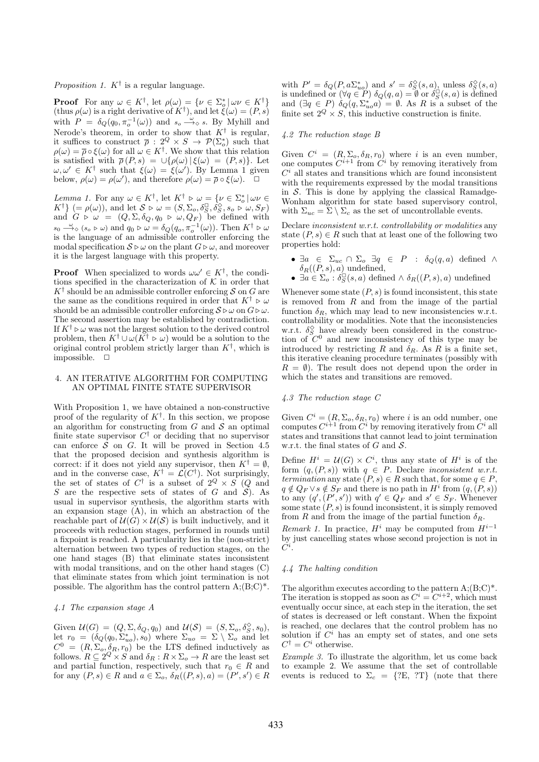*Proposition 1.* $K^\dagger$ is a regular language.

**Proof** For any $\omega \in K^\dagger$, let $\rho(\omega) = \{\nu \in \Sigma_o^* \,|\, \omega\nu \in K^\dagger\}$ (thus $\rho(\omega)$ is a right derivative of $K^\dagger$), and let $\xi(\omega) = (P, s)$ with $P = \delta_Q(q_0, \pi_o^{-1}(\omega))$ and $s_o \xrightarrow{\omega}_\diamond s$. By Myhill and Nerode's theorem, in order to show that $K^\dagger$ is regular, it suffices to construct $\overline{\rho} : 2^Q \times S \to \mathcal{P}(\Sigma_o^*)$ such that $\rho(\omega) = \overline{\rho} \circ \xi(\omega)$ for all $\omega \in K^\dagger$. We show that this relation is satisfied with $\overline{\rho}(P, s) = \cup\{\rho(\omega) \,|\, \xi(\omega) = (P, s)\}$. Let $\omega, \omega' \in K^\dagger$ such that $\xi(\omega) = \xi(\omega')$. By Lemma 1 given below, $\rho(\omega) = \rho(\omega')$, and therefore $\rho(\omega) = \overline{\rho} \circ \xi(\omega)$. $\Box$

*Lemma 1.* For any $\omega \in K^\dagger$, let $K^\dagger \triangleright \omega = \{\nu \in \Sigma_o^* \,|\, \omega\nu \in K^\dagger\}$ $(= \rho(\omega))$, and let $\mathcal{S} \triangleright \omega = (S, \Sigma_o, \delta_S^\Box, \delta_S^\diamond, s_o \triangleright \omega, S_F)$ and $G \triangleright \omega = (Q, \Sigma, \delta_Q, q_0 \triangleright \omega, Q_F)$ be defined with $s_0 \xrightarrow{\omega}_\diamond (s_o \triangleright \omega)$ and $q_0 \triangleright \omega = \delta_Q(q_o, \pi_o^{-1}(\omega))$. Then $K^\dagger \triangleright \omega$ is the language of an admissible controller enforcing the modal specification $\mathcal{S} \triangleright \omega$ on the plant $G \triangleright \omega$, and moreover it is the largest language with this property.

**Proof** When specialized to words $\omega\omega' \in K^\dagger$, the conditions specified in the characterization of $\mathcal{K}$ in order that $K^\dagger$ should be an admissible controller enforcing $\mathcal{S}$ on $G$ are the same as the conditions required in order that $K^\dagger \triangleright \omega$ should be an admissible controller enforcing $\mathcal{S} \triangleright \omega$ on $G \triangleright \omega$. The second assertion may be established by contradiction. If $K^\dagger \triangleright \omega$ was not the largest solution to the derived control problem, then $K^\dagger \cup \omega(K^\dagger \triangleright \omega)$ would be a solution to the original control problem strictly larger than $K^\dagger$, which is impossible. $\Box$

## 4. AN ITERATIVE ALGORITHM FOR COMPUTING AN OPTIMAL FINITE STATE SUPERVISOR

With Proposition 1, we have obtained a non-constructive proof of the regularity of $K^\dagger$. In this section, we propose an algorithm for constructing from $G$ and $\mathcal{S}$ an optimal finite state supervisor $C^\dagger$ or deciding that no supervisor can enforce $\mathcal{S}$ on $G$. It will be proved in Section 4.5 that the proposed decision and synthesis algorithm is correct: if it does not yield any supervisor, then $K^\dagger = \emptyset$, and in the converse case, $K^\dagger = \mathcal{L}(C^\dagger)$. Not surprisingly, the set of states of $C^\dagger$ is a subset of $2^Q \times S$ ($Q$ and $S$ are the respective sets of states of $G$ and $\mathcal{S}$). As usual in supervisor synthesis, the algorithm starts with an expansion stage (A), in which an abstraction of the reachable part of $\mathcal{U}(G) \times \mathcal{U}(\mathcal{S})$ is built inductively, and it proceeds with reduction stages, performed in rounds until a fixpoint is reached. A particularity lies in the (non-strict) alternation between two types of reduction stages, on the one hand stages (B) that eliminate states inconsistent with modal transitions, and on the other hand stages (C) that eliminate states from which joint termination is not possible. The algorithm has the control pattern A;(B;C)*.

### 4.1 The expansion stage A

Given $\mathcal{U}(G) = (Q, \Sigma, \delta_Q, q_0)$ and $\mathcal{U}(\mathcal{S}) = (S, \Sigma_o, \delta_S^\diamond, s_0)$, let $r_0 = (\delta_Q(q_0, \Sigma_{uo}^*), s_0)$ where $\Sigma_{uo} = \Sigma \setminus \Sigma_o$ and let $C^0 = (R, \Sigma_o, \delta_R, r_0)$ be the LTS defined inductively as follows. $R \subseteq 2^Q \times S$ and $\delta_R : R \times \Sigma_o \to R$ are the least set and partial function, respectively, such that $r_0 \in R$ and for any $(P, s) \in R$ and $a \in \Sigma_o$, $\delta_R((P, s), a) = (P', s') \in R$ with $P' = \delta_Q(P, a\Sigma_{uo}^*)$ and $s' = \delta_S^\diamond(s, a)$, unless $\delta_S^\diamond(s, a)$ is undefined or $(\forall q \in P)\ \delta_Q(q, a) = \emptyset$ or $\delta_S^\Box(s, a)$ is defined and $(\exists q \in P)\ \delta_Q(q, \Sigma_{uo}^* a) = \emptyset$. As $R$ is a subset of the finite set $2^Q \times S$, this inductive construction is finite.

### 4.2 The reduction stage B

Given $C^i = (R, \Sigma_o, \delta_R, r_0)$ where $i$ is an even number, one computes $C^{i+1}$ from $C^i$ by removing iteratively from $C^i$ all states and transitions which are found inconsistent with the requirements expressed by the modal transitions in $\mathcal{S}$. This is done by applying the classical Ramadge-Wonham algorithm for state based supervisory control, with $\Sigma_{uc} = \Sigma \setminus \Sigma_c$ as the set of uncontrollable events.

Declare *inconsistent w.r.t. controllability or modalities* any state $(P, s) \in R$ such that at least one of the following two properties hold:

- $\exists a \in \Sigma_{uc} \cap \Sigma_o\ \exists q \in P : \delta_Q(q, a)$ defined $\wedge$ $\delta_R((P, s), a)$ undefined,
- $\exists a \in \Sigma_o : \delta_S^\Box(s, a)$ defined $\wedge$ $\delta_R((P, s), a)$ undefined

Whenever some state $(P, s)$ is found inconsistent, this state is removed from $R$ and from the image of the partial function $\delta_R$, which may lead to new inconsistencies w.r.t. controllability or modalities. Note that the inconsistencies w.r.t. $\delta_S^\diamond$ have already been considered in the construction of $C^0$ and new inconsistency of this type may be introduced by restricting $R$ and $\delta_R$. As $R$ is a finite set, this iterative cleaning procedure terminates (possibly with $R = \emptyset$). The result does not depend upon the order in which the states and transitions are removed.

### 4.3 The reduction stage C

Given $C^i = (R, \Sigma_o, \delta_R, r_0)$ where $i$ is an odd number, one computes $C^{i+1}$ from $C^i$ by removing iteratively from $C^i$ all states and transitions that cannot lead to joint termination w.r.t. the final states of $G$ and $\mathcal{S}$.

Define $H^i = \mathcal{U}(G) \times C^i$, thus any state of $H^i$ is of the form $(q, (P, s))$ with $q \in P$. Declare *inconsistent w.r.t. termination* any state $(P, s) \in R$ such that, for some $q \in P$, $q \notin Q_F \vee s \notin S_F$ and there is no path in $H^i$ from $(q, (P, s))$ to any $(q', (P', s'))$ with $q' \in Q_F$ and $s' \in S_F$. Whenever some state $(P, s)$ is found inconsistent, it is simply removed from $R$ and from the image of the partial function $\delta_R$.

*Remark 1.* In practice, $H^i$ may be computed from $H^{i-1}$ by just cancelling states whose second projection is not in $C^i$.

### 4.4 The halting condition

The algorithm executes according to the pattern A;(B;C)*. The iteration is stopped as soon as $C^i = C^{i+2}$, which must eventually occur since, at each step in the iteration, the set of states is decreased or left constant. When the fixpoint is reached, one declares that the control problem has no solution if $C^i$ has an empty set of states, and one sets $C^\dagger = C^i$ otherwise.

*Example 3.* To illustrate the algorithm, let us come back to example 2. We assume that the set of controllable events is reduced to $\Sigma_c = \{?\text{E}, ?\text{T}\}$ (note that there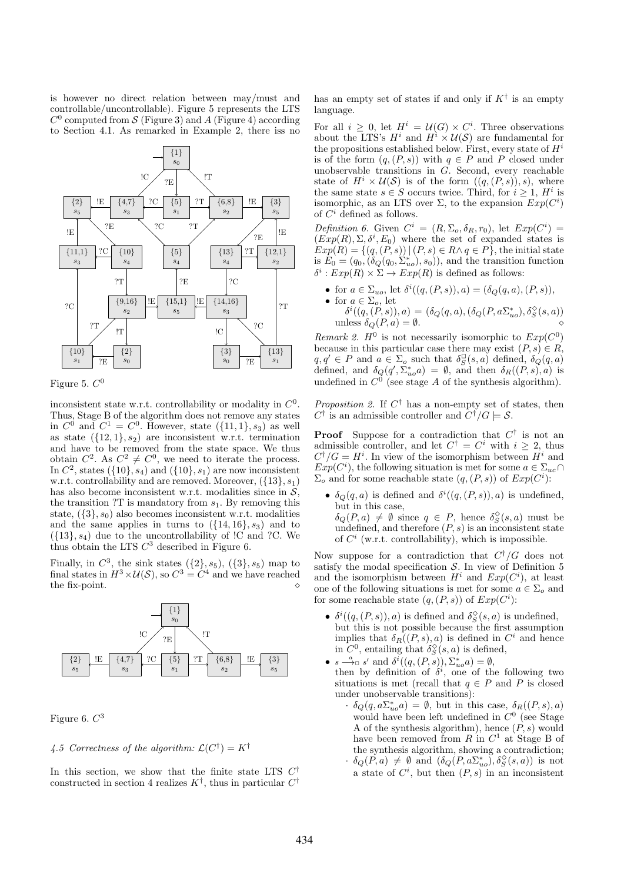is however no direct relation between may/must and controllable/uncontrollable). Figure 5 represents the LTS $C^0$ computed from $\mathcal{S}$ (Figure 3) and $A$ (Figure 4) according to Section 4.1. As remarked in Example 2, there iss no

Figure 5. $C^0$

inconsistent state w.r.t. controllability or modality in $C^0$. Thus, Stage B of the algorithm does not remove any states in $C^0$ and $C^1 = C^0$. However, state $(\{11,1\}, s_3)$ as well as state $(\{12,1\}, s_2)$ are inconsistent w.r.t. termination and have to be removed from the state space. We thus obtain $C^2$. As $C^2 \neq C^0$, we need to iterate the process. In $C^2$, states $(\{10\}, s_4)$ and $(\{10\}, s_1)$ are now inconsistent w.r.t. controllability and are removed. Moreover, $(\{13\}, s_1)$ has also become inconsistent w.r.t. modalities since in $\mathcal{S}$, the transition ?T is mandatory from $s_1$. By removing this state, $(\{3\}, s_0)$ also becomes inconsistent w.r.t. modalities and the same applies in turns to $(\{14,16\}, s_3)$ and to $(\{13\}, s_4)$ due to the uncontrollability of !C and ?C. We thus obtain the LTS $C^3$ described in Figure 6.

Finally, in $C^3$, the sink states $(\{2\}, s_5)$, $(\{3\}, s_5)$ map to final states in $H^3 \times \mathcal{U}(\mathcal{S})$, so $C^3 = C^4$ and we have reached the fix-point. $\diamond$

Figure 6. $C^3$

*4.5 Correctness of the algorithm: $\mathcal{L}(C^\dagger) = K^\dagger$*

In this section, we show that the finite state LTS $C^\dagger$ constructed in section 4 realizes $K^\dagger$, thus in particular $C^\dagger$ has an empty set of states if and only if $K^\dagger$ is an empty language.

For all $i \geq 0$, let $H^i = \mathcal{U}(G) \times C^i$. Three observations about the LTS's $H^i$ and $H^i \times \mathcal{U}(\mathcal{S})$ are fundamental for the propositions established below. First, every state of $H^i$ is of the form $(q,(P,s))$ with $q \in P$ and $P$ closed under unobservable transitions in $G$. Second, every reachable state of $H^i \times \mathcal{U}(\mathcal{S})$ is of the form $((q,(P,s)),s)$, where the same state $s \in S$ occurs twice. Third, for $i \geq 1$, $H^i$ is isomorphic, as an LTS over $\Sigma$, to the expansion $Exp(C^i)$ of $C^i$ defined as follows.

*Definition 6.* Given $C^i = (R, \Sigma_o, \delta_R, r_0)$, let $Exp(C^i) = (Exp(R), \Sigma, \delta^i, E_0)$ where the set of expanded states is $Exp(R) = \{(q,(P,s)) \mid (P,s) \in R \wedge q \in P\}$, the initial state is $E_0 = (q_0, (\delta_Q(q_0, \Sigma_{uo}^*), s_0))$, and the transition function $\delta^i : Exp(R) \times \Sigma \to Exp(R)$ is defined as follows:

- for $a \in \Sigma_{uo}$, let $\delta^i((q,(P,s)),a) = (\delta_Q(q,a),(P,s))$,
- for $a \in \Sigma_o$, let $\delta^i((q,(P,s)),a) = (\delta_Q(q,a),(\delta_Q(P, a\Sigma_{uo}^*), \delta_S^\Diamond(s,a))$ unless $\delta_Q(P,a) = \emptyset$. $\diamond$

*Remark 2.* $H^0$ is not necessarily isomorphic to $Exp(C^0)$ because in this particular case there may exist $(P,s) \in R$, $q, q' \in P$ and $a \in \Sigma_o$ such that $\delta_S^\Box(s,a)$ defined, $\delta_Q(q,a)$ defined, and $\delta_Q(q', \Sigma_{uo}^* a) = \emptyset$, and then $\delta_R((P,s),a)$ is undefined in $C^0$ (see stage $A$ of the synthesis algorithm).

*Proposition 2.* If $C^\dagger$ has a non-empty set of states, then $C^\dagger$ is an admissible controller and $C^\dagger/G \models \mathcal{S}$.

**Proof** Suppose for a contradiction that $C^\dagger$ is not an admissible controller, and let $C^\dagger = C^i$ with $i \geq 2$, thus $C^\dagger/G = H^i$. In view of the isomorphism between $H^i$ and $Exp(C^i)$, the following situation is met for some $a \in \Sigma_{uc} \cap \Sigma_o$ and for some reachable state $(q,(P,s))$ of $Exp(C^i)$:

- $\delta_Q(q,a)$ is defined and $\delta^i((q,(P,s)),a)$ is undefined, but in this case, $\delta_Q(P,a) \neq \emptyset$ since $q \in P$, hence $\delta_S^\Diamond(s,a)$ must be undefined, and therefore $(P,s)$ is an inconsistent state of $C^i$ (w.r.t. controllability), which is impossible.

Now suppose for a contradiction that $C^\dagger/G$ does not satisfy the modal specification $\mathcal{S}$. In view of Definition 5 and the isomorphism between $H^i$ and $Exp(C^i)$, at least one of the following situations is met for some $a \in \Sigma_o$ and for some reachable state $(q,(P,s))$ of $Exp(C^i)$:

- $\delta^i((q,(P,s)),a)$ is defined and $\delta_S^\Diamond(s,a)$ is undefined, but this is not possible because the first assumption implies that $\delta_R((P,s),a)$ is defined in $C^i$ and hence in $C^0$, entailing that $\delta_S^\Diamond(s,a)$ is defined,
- $s \xrightarrow{a}_\Box s'$ and $\delta^i((q,(P,s)), \Sigma_{uo}^* a) = \emptyset$, then by definition of $\delta^i$, one of the following two situations is met (recall that $q \in P$ and $P$ is closed under unobservable transitions):
  - $\delta_Q(q, a\Sigma_{uo}^* a) = \emptyset$, but in this case, $\delta_R((P,s),a)$ would have been left undefined in $C^0$ (see Stage A of the synthesis algorithm), hence $(P,s)$ would have been removed from $R$ in $C^1$ at Stage B of the synthesis algorithm, showing a contradiction;
  - $\delta_Q(P,a) \neq \emptyset$ and $(\delta_Q(P, a\Sigma_{uo}^*), \delta_S^\Diamond(s,a))$ is not a state of $C^i$, but then $(P,s)$ in an inconsistent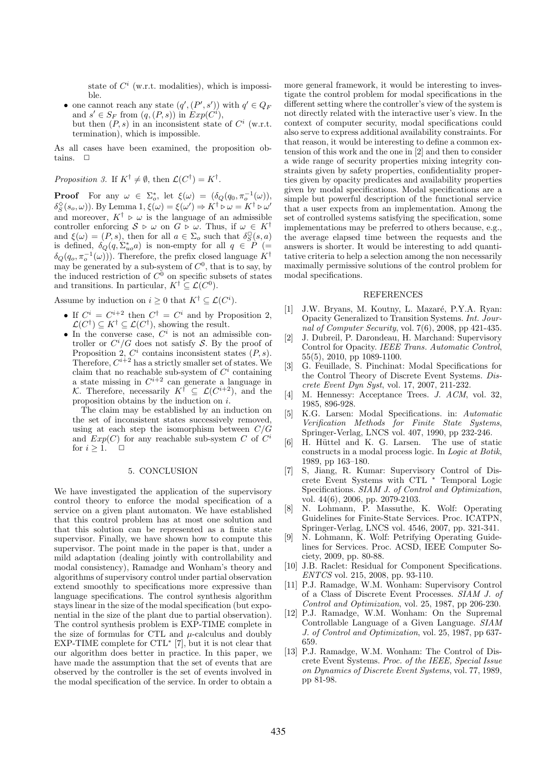state of $C^i$ (w.r.t. modalities), which is impossible.

- one cannot reach any state $(q', (P', s'))$ with $q' \in Q_F$ and $s' \in S_F$ from $(q, (P, s))$ in $Exp(C^i)$, but then $(P, s)$ in an inconsistent state of $C^i$ (w.r.t. termination), which is impossible.

As all cases have been examined, the proposition obtains. $\Box$

*Proposition 3.* If $K^\dagger \neq \emptyset$, then $\mathcal{L}(C^\dagger) = K^\dagger$.

**Proof** For any $\omega \in \Sigma_o^*$, let $\xi(\omega) = (\delta_Q(q_0, \pi_o^{-1}(\omega)), \delta_S^\Diamond(s_o, \omega))$. By Lemma 1, $\xi(\omega) = \xi(\omega') \Rightarrow K^\dagger \triangleright \omega = K^\dagger \triangleright \omega'$ and moreover, $K^\dagger \triangleright \omega$ is the language of an admissible controller enforcing $\mathcal{S} \triangleright \omega$ on $G \triangleright \omega$. Thus, if $\omega \in K^\dagger$ and $\xi(\omega) = (P, s)$, then for all $a \in \Sigma_o$ such that $\delta_S^\Box(s, a)$ is defined, $\delta_Q(q, \Sigma_{uo}^* a)$ is non-empty for all $q \in P$ $(= \delta_Q(q_o, \pi_o^{-1}(\omega)))$. Therefore, the prefix closed language $K^\dagger$ may be generated by a sub-system of $C^0$, that is to say, by the induced restriction of $C^0$ on specific subsets of states and transitions. In particular, $K^\dagger \subseteq \mathcal{L}(C^0)$.

Assume by induction on $i \geq 0$ that $K^\dagger \subseteq \mathcal{L}(C^i)$.

- If $C^i = C^{i+2}$ then $C^\dagger = C^i$ and by Proposition 2, $\mathcal{L}(C^\dagger) \subseteq K^\dagger \subseteq \mathcal{L}(C^\dagger)$, showing the result.
- In the converse case, $C^i$ is not an admissible controller or $C^i/G$ does not satisfy $\mathcal{S}$. By the proof of Proposition 2, $C^i$ contains inconsistent states $(P, s)$. Therefore, $C^{i+2}$ has a strictly smaller set of states. We claim that no reachable sub-system of $C^i$ containing a state missing in $C^{i+2}$ can generate a language in $\mathcal{K}$. Therefore, necessarily $K^\dagger \subseteq \mathcal{L}(C^{i+2})$, and the proposition obtains by the induction on $i$.

  The claim may be established by an induction on the set of inconsistent states successively removed, using at each step the isomorphism between $C/G$ and $Exp(C)$ for any reachable sub-system $C$ of $C^i$ for $i \geq 1$. $\Box$

## 5. CONCLUSION

We have investigated the application of the supervisory control theory to enforce the modal specification of a service on a given plant automaton. We have established that this control problem has at most one solution and that this solution can be represented as a finite state supervisor. Finally, we have shown how to compute this supervisor. The point made in the paper is that, under a mild adaptation (dealing jointly with controllability and modal consistency), Ramadge and Wonham's theory and algorithms of supervisory control under partial observation extend smoothly to specifications more expressive than language specifications. The control synthesis algorithm stays linear in the size of the modal specification (but exponential in the size of the plant due to partial observation). The control synthesis problem is EXP-TIME complete in the size of formulas for CTL and $\mu$-calculus and doubly EXP-TIME complete for CTL* [7], but it is not clear that our algorithm does better in practice. In this paper, we have made the assumption that the set of events that are observed by the controller is the set of events involved in the modal specification of the service. In order to obtain a more general framework, it would be interesting to investigate the control problem for modal specifications in the different setting where the controller's view of the system is not directly related with the interactive user's view. In the context of computer security, modal specifications could also serve to express additional availability constraints. For that reason, it would be interesting to define a common extension of this work and the one in [2] and then to consider a wide range of security properties mixing integrity constraints given by safety properties, confidentiality properties given by opacity predicates and availability properties given by modal specifications. Modal specifications are a simple but powerful description of the functional service that a user expects from an implementation. Among the set of controlled systems satisfying the specification, some implementations may be preferred to others because, e.g., the average elapsed time between the requests and the answers is shorter. It would be interesting to add quantitative criteria to help a selection among the non necessarily maximally permissive solutions of the control problem for modal specifications.

## REFERENCES

[1] J.W. Bryans, M. Koutny, L. Mazaré, P.Y.A. Ryan: Opacity Generalized to Transition Systems. *Int. Journal of Computer Security*, vol. 7(6), 2008, pp 421-435.

[2] J. Dubreil, P. Darondeau, H. Marchand: Supervisory Control for Opacity. *IEEE Trans. Automatic Control*, 55(5), 2010, pp 1089-1100.

[3] G. Feuillade, S. Pinchinat: Modal Specifications for the Control Theory of Discrete Event Systems. *Discrete Event Dyn Syst*, vol. 17, 2007, 211-232.

[4] M. Hennessy: Acceptance Trees. *J. ACM*, vol. 32, 1985, 896-928.

[5] K.G. Larsen: Modal Specifications. in: *Automatic Verification Methods for Finite State Systems*, Springer-Verlag, LNCS vol. 407, 1990, pp 232-246.

[6] H. Hüttel and K. G. Larsen. The use of static constructs in a modal process logic. In *Logic at Botik*, 1989, pp 163–180.

[7] S, Jiang, R. Kumar: Supervisory Control of Discrete Event Systems with CTL * Temporal Logic Specifications. *SIAM J. of Control and Optimization*, vol. 44(6), 2006, pp. 2079-2103.

[8] N. Lohmann, P. Massuthe, K. Wolf: Operating Guidelines for Finite-State Services. Proc. ICATPN, Springer-Verlag, LNCS vol. 4546, 2007, pp. 321-341.

[9] N. Lohmann, K. Wolf: Petrifying Operating Guidelines for Services. Proc. ACSD, IEEE Computer Society, 2009, pp. 80-88.

[10] J.B. Raclet: Residual for Component Specifications. *ENTCS* vol. 215, 2008, pp. 93-110.

[11] P.J. Ramadge, W.M. Wonham: Supervisory Control of a Class of Discrete Event Processes. *SIAM J. of Control and Optimization*, vol. 25, 1987, pp 206-230.

[12] P.J. Ramadge, W.M. Wonham: On the Supremal Controllable Language of a Given Language. *SIAM J. of Control and Optimization*, vol. 25, 1987, pp 637-659.

[13] P.J. Ramadge, W.M. Wonham: The Control of Discrete Event Systems. *Proc. of the IEEE, Special Issue on Dynamics of Discrete Event Systems*, vol. 77, 1989, pp 81-98.